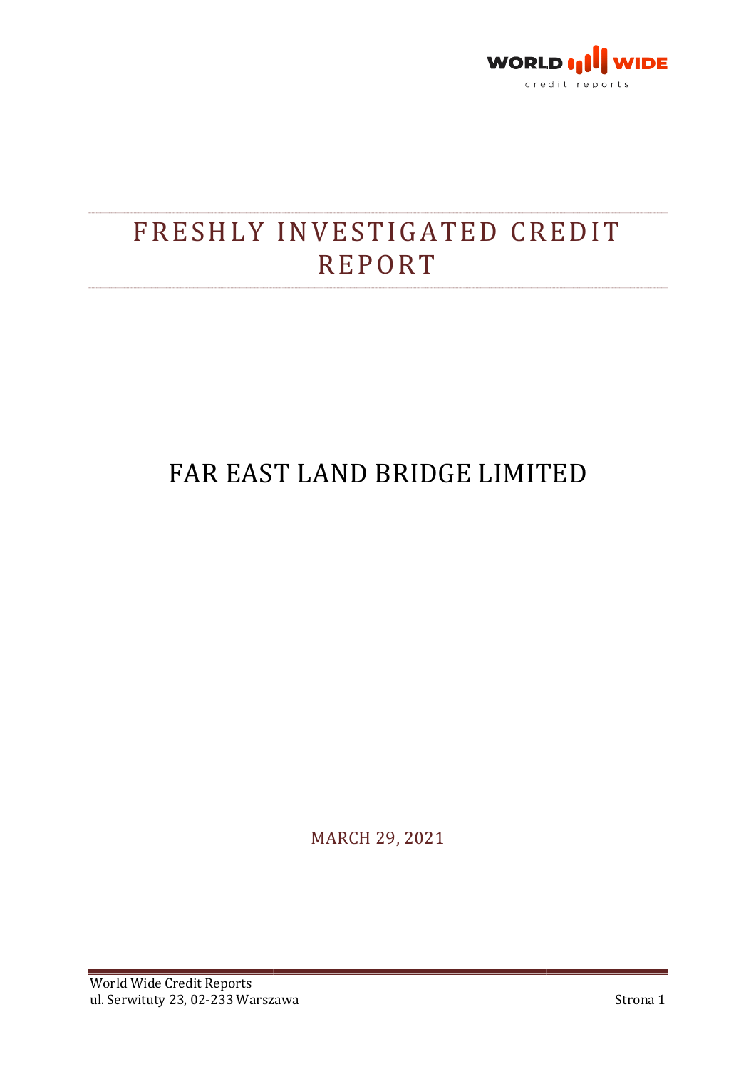# FRESHLY INVESTIGATED CREDIT REPORT

## FAR EAST LAND BRIDGE LIMITED

MARCH 29, 2021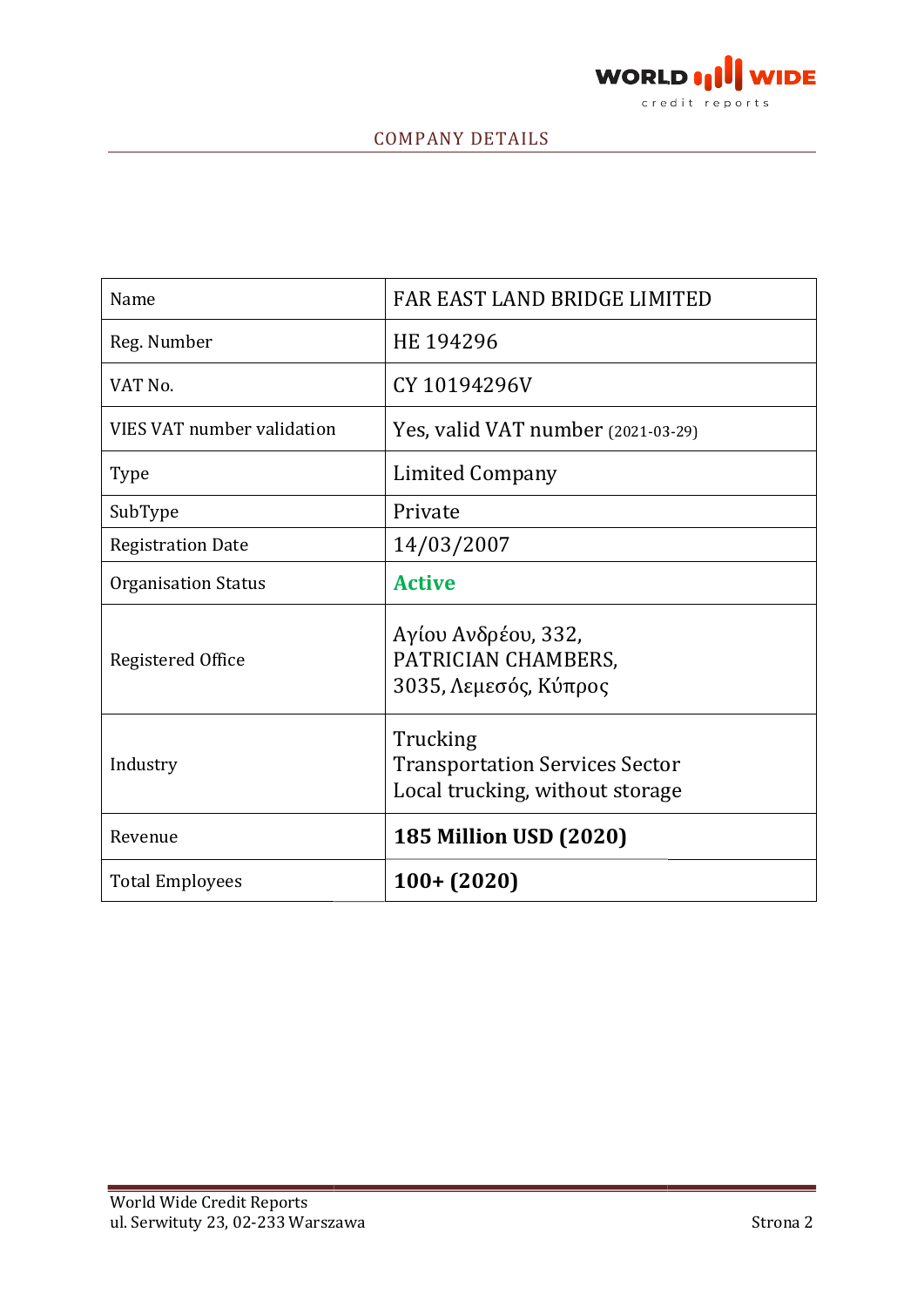## COMPANY DETAILS

| | |
|---|---|
| Name | FAR EAST LAND BRIDGE LIMITED |
| Reg. Number | HE 194296 |
| VAT No. | CY 10194296V |
| VIES VAT number validation | Yes, valid VAT number (2021-03-29) |
| Type | Limited Company |
| SubType | Private |
| Registration Date | 14/03/2007 |
| Organisation Status | **Active** |
| Registered Office | Αγίου Ανδρέου, 332,<br>PATRICIAN CHAMBERS,<br>3035, Λεμεσός, Κύπρος |
| Industry | Trucking<br>Transportation Services Sector<br>Local trucking, without storage |
| Revenue | **185 Million USD (2020)** |
| Total Employees | **100+ (2020)** |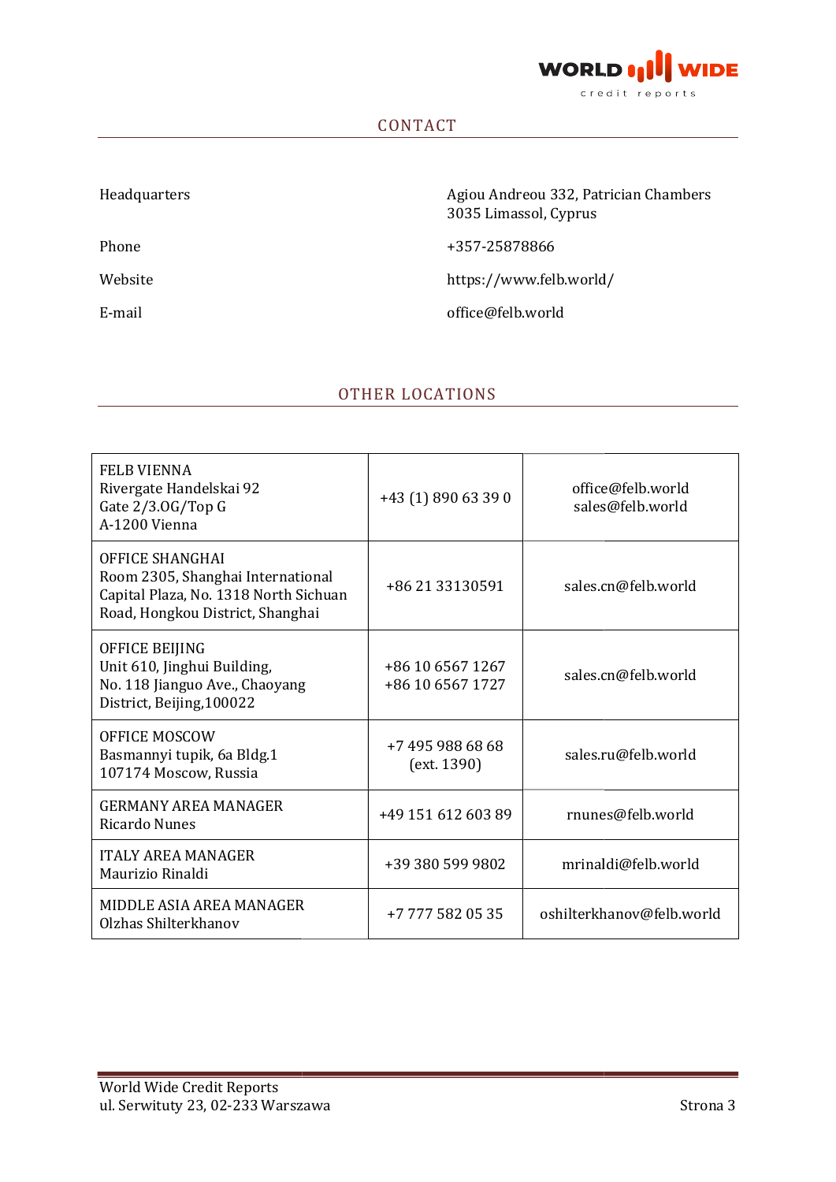## CONTACT

| | |
|---|---|
| Headquarters | Agiou Andreou 332, Patrician Chambers<br>3035 Limassol, Cyprus |
| Phone | +357-25878866 |
| Website | https://www.felb.world/ |
| E-mail | office@felb.world |

## OTHER LOCATIONS

| | | |
|---|---|---|
| FELB VIENNA<br>Rivergate Handelskai 92<br>Gate 2/3.OG/Top G<br>A-1200 Vienna | +43 (1) 890 63 39 0 | office@felb.world<br>sales@felb.world |
| OFFICE SHANGHAI<br>Room 2305, Shanghai International Capital Plaza, No. 1318 North Sichuan Road, Hongkou District, Shanghai | +86 21 33130591 | sales.cn@felb.world |
| OFFICE BEIJING<br>Unit 610, Jinghui Building,<br>No. 118 Jianguo Ave., Chaoyang District, Beijing,100022 | +86 10 6567 1267<br>+86 10 6567 1727 | sales.cn@felb.world |
| OFFICE MOSCOW<br>Basmannyi tupik, 6a Bldg.1<br>107174 Moscow, Russia | +7 495 988 68 68<br>(ext. 1390) | sales.ru@felb.world |
| GERMANY AREA MANAGER<br>Ricardo Nunes | +49 151 612 603 89 | rnunes@felb.world |
| ITALY AREA MANAGER<br>Maurizio Rinaldi | +39 380 599 9802 | mrinaldi@felb.world |
| MIDDLE ASIA AREA MANAGER<br>Olzhas Shilterkhanov | +7 777 582 05 35 | oshilterkhanov@felb.world |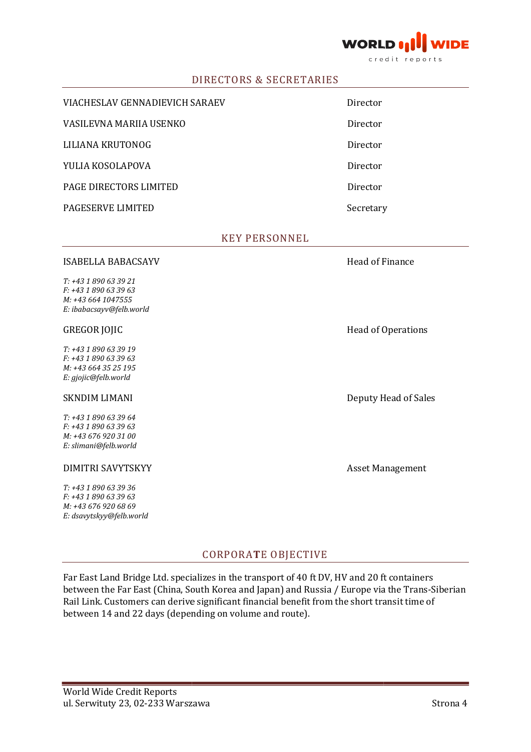## DIRECTORS & SECRETARIES

| | |
|---|---|
| VIACHESLAV GENNADIEVICH SARAEV | Director |
| VASILEVNA MARIIA USENKO | Director |
| LILIANA KRUTONOG | Director |
| YULIA KOSOLAPOVA | Director |
| PAGE DIRECTORS LIMITED | Director |
| PAGESERVE LIMITED | Secretary |

## KEY PERSONNEL

ISABELLA BABACSAYV — Head of Finance

*T: +43 1 890 63 39 21*
*F: +43 1 890 63 39 63*
*M: +43 664 1047555*
*E: ibabacsayv@felb.world*

GREGOR JOJIC — Head of Operations

*T: +43 1 890 63 39 19*
*F: +43 1 890 63 39 63*
*M: +43 664 35 25 195*
*E: gjojic@felb.world*

SKNDIM LIMANI — Deputy Head of Sales

*T: +43 1 890 63 39 64*
*F: +43 1 890 63 39 63*
*M: +43 676 920 31 00*
*E: slimani@felb.world*

DIMITRI SAVYTSKYY — Asset Management

*T: +43 1 890 63 39 36*
*F: +43 1 890 63 39 63*
*M: +43 676 920 68 69*
*E: dsavytskyy@felb.world*

## CORPORATE OBJECTIVE

Far East Land Bridge Ltd. specializes in the transport of 40 ft DV, HV and 20 ft containers between the Far East (China, South Korea and Japan) and Russia / Europe via the Trans-Siberian Rail Link. Customers can derive significant financial benefit from the short transit time of between 14 and 22 days (depending on volume and route).